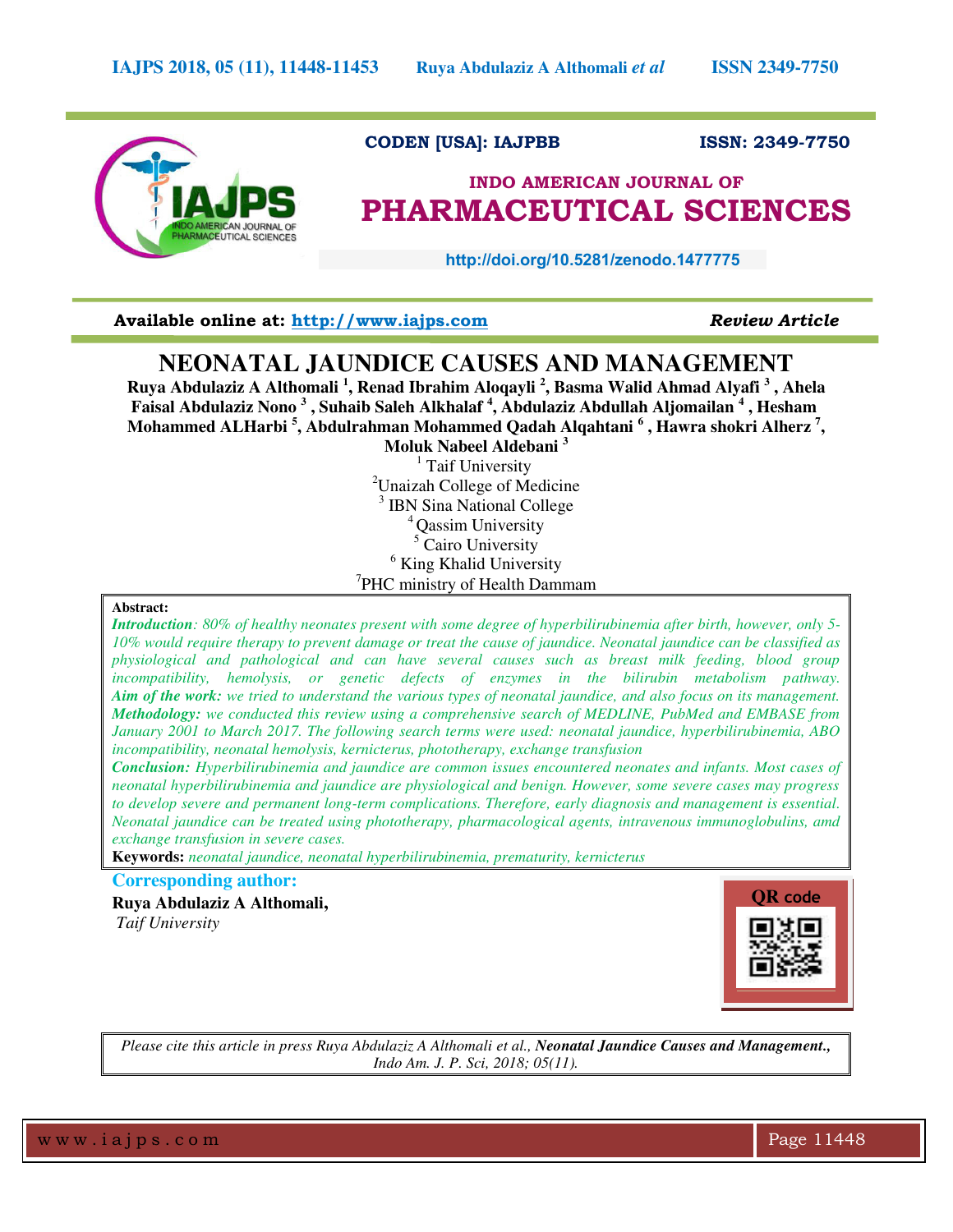**CODEN [USA]: IAJPBB** **ISSN: 2349-7750**

**INDO AMERICAN JOURNAL OF**
**PHARMACEUTICAL SCIENCES**

http://doi.org/10.5281/zenodo.1477775

**Available online at: http://www.iajps.com** ***Review Article***

# NEONATAL JAUNDICE CAUSES AND MANAGEMENT

**Ruya Abdulaziz A Althomali [1], Renad Ibrahim Aloqayli [2], Basma Walid Ahmad Alyafi [3], Ahela Faisal Abdulaziz Nono [3], Suhaib Saleh Alkhalaf [4], Abdulaziz Abdullah Aljomailan [4], Hesham Mohammed ALHarbi [5], Abdulrahman Mohammed Qadah Alqahtani [6], Hawra shokri Alherz [7], Moluk Nabeel Aldebani [3]**

[1] Taif University
[2] Unaizah College of Medicine
[3] IBN Sina National College
[4] Qassim University
[5] Cairo University
[6] King Khalid University
[7] PHC ministry of Health Dammam

**Abstract:**

***Introduction***: *80% of healthy neonates present with some degree of hyperbilirubinemia after birth, however, only 5-10% would require therapy to prevent damage or treat the cause of jaundice. Neonatal jaundice can be classified as physiological and pathological and can have several causes such as breast milk feeding, blood group incompatibility, hemolysis, or genetic defects of enzymes in the bilirubin metabolism pathway.*

***Aim of the work:*** *we tried to understand the various types of neonatal jaundice, and also focus on its management.*

***Methodology:*** *we conducted this review using a comprehensive search of MEDLINE, PubMed and EMBASE from January 2001 to March 2017. The following search terms were used: neonatal jaundice, hyperbilirubinemia, ABO incompatibility, neonatal hemolysis, kernicterus, phototherapy, exchange transfusion*

***Conclusion:*** *Hyperbilirubinemia and jaundice are common issues encountered neonates and infants. Most cases of neonatal hyperbilirubinemia and jaundice are physiological and benign. However, some severe cases may progress to develop severe and permanent long-term complications. Therefore, early diagnosis and management is essential. Neonatal jaundice can be treated using phototherapy, pharmacological agents, intravenous immunoglobulins, amd exchange transfusion in severe cases.*

**Keywords:** *neonatal jaundice, neonatal hyperbilirubinemia, prematurity, kernicterus*

**Corresponding author:**

**Ruya Abdulaziz A Althomali,**
*Taif University*

*Please cite this article in press Ruya Abdulaziz A Althomali et al.,* ***Neonatal Jaundice Causes and Management.,*** *Indo Am. J. P. Sci, 2018; 05(11).*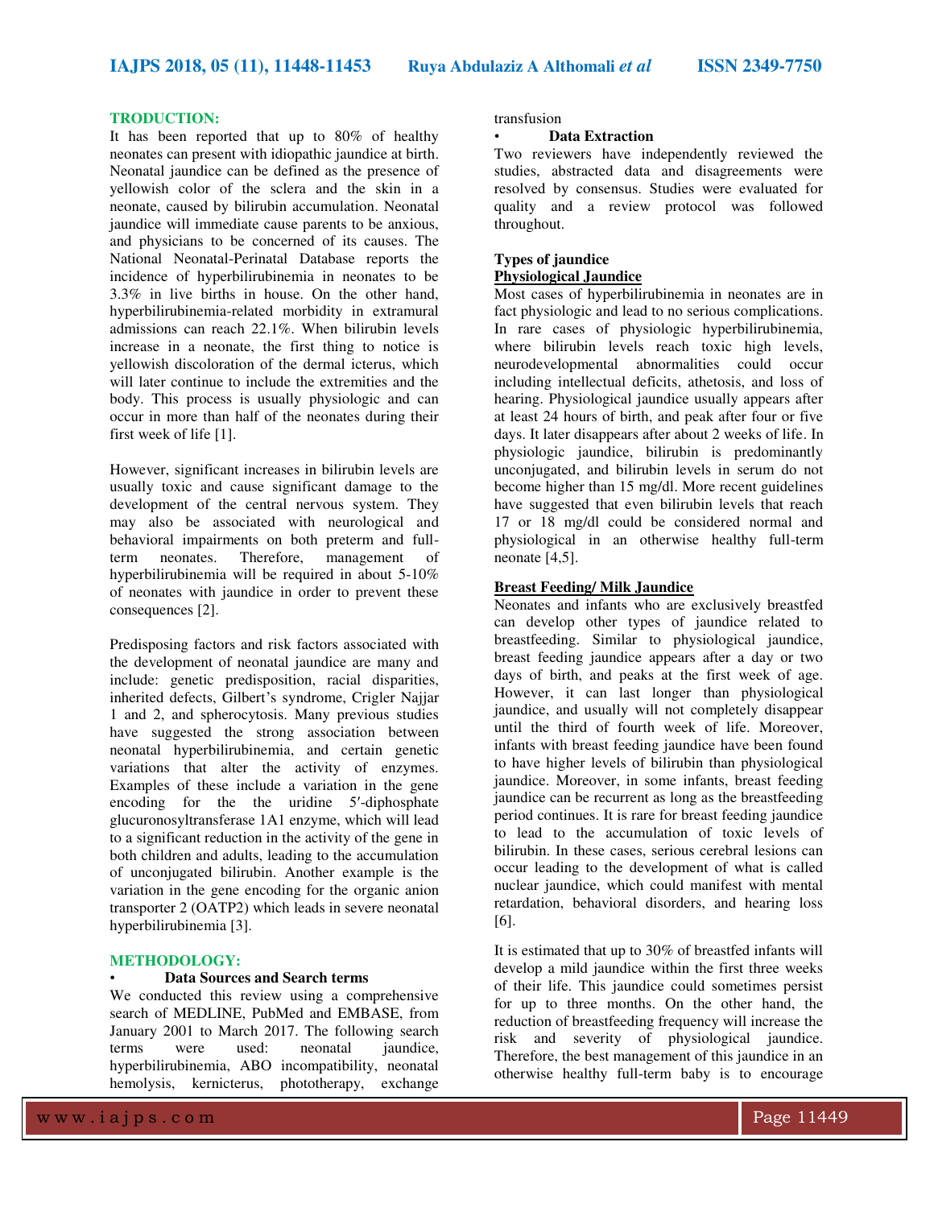## TRODUCTION:

It has been reported that up to 80% of healthy neonates can present with idiopathic jaundice at birth. Neonatal jaundice can be defined as the presence of yellowish color of the sclera and the skin in a neonate, caused by bilirubin accumulation. Neonatal jaundice will immediate cause parents to be anxious, and physicians to be concerned of its causes. The National Neonatal-Perinatal Database reports the incidence of hyperbilirubinemia in neonates to be 3.3% in live births in house. On the other hand, hyperbilirubinemia-related morbidity in extramural admissions can reach 22.1%. When bilirubin levels increase in a neonate, the first thing to notice is yellowish discoloration of the dermal icterus, which will later continue to include the extremities and the body. This process is usually physiologic and can occur in more than half of the neonates during their first week of life [1].

However, significant increases in bilirubin levels are usually toxic and cause significant damage to the development of the central nervous system. They may also be associated with neurological and behavioral impairments on both preterm and full-term neonates. Therefore, management of hyperbilirubinemia will be required in about 5-10% of neonates with jaundice in order to prevent these consequences [2].

Predisposing factors and risk factors associated with the development of neonatal jaundice are many and include: genetic predisposition, racial disparities, inherited defects, Gilbert's syndrome, Crigler Najjar 1 and 2, and spherocytosis. Many previous studies have suggested the strong association between neonatal hyperbilirubinemia, and certain genetic variations that alter the activity of enzymes. Examples of these include a variation in the gene encoding for the the uridine 5′-diphosphate glucuronosyltransferase 1A1 enzyme, which will lead to a significant reduction in the activity of the gene in both children and adults, leading to the accumulation of unconjugated bilirubin. Another example is the variation in the gene encoding for the organic anion transporter 2 (OATP2) which leads in severe neonatal hyperbilirubinemia [3].

## METHODOLOGY:

- **Data Sources and Search terms**

We conducted this review using a comprehensive search of MEDLINE, PubMed and EMBASE, from January 2001 to March 2017. The following search terms were used: neonatal jaundice, hyperbilirubinemia, ABO incompatibility, neonatal hemolysis, kernicterus, phototherapy, exchange transfusion

- **Data Extraction**

Two reviewers have independently reviewed the studies, abstracted data and disagreements were resolved by consensus. Studies were evaluated for quality and a review protocol was followed throughout.

### Types of jaundice

#### Physiological Jaundice

Most cases of hyperbilirubinemia in neonates are in fact physiologic and lead to no serious complications. In rare cases of physiologic hyperbilirubinemia, where bilirubin levels reach toxic high levels, neurodevelopmental abnormalities could occur including intellectual deficits, athetosis, and loss of hearing. Physiological jaundice usually appears after at least 24 hours of birth, and peak after four or five days. It later disappears after about 2 weeks of life. In physiologic jaundice, bilirubin is predominantly unconjugated, and bilirubin levels in serum do not become higher than 15 mg/dl. More recent guidelines have suggested that even bilirubin levels that reach 17 or 18 mg/dl could be considered normal and physiological in an otherwise healthy full-term neonate [4,5].

#### Breast Feeding/ Milk Jaundice

Neonates and infants who are exclusively breastfed can develop other types of jaundice related to breastfeeding. Similar to physiological jaundice, breast feeding jaundice appears after a day or two days of birth, and peaks at the first week of age. However, it can last longer than physiological jaundice, and usually will not completely disappear until the third of fourth week of life. Moreover, infants with breast feeding jaundice have been found to have higher levels of bilirubin than physiological jaundice. Moreover, in some infants, breast feeding jaundice can be recurrent as long as the breastfeeding period continues. It is rare for breast feeding jaundice to lead to the accumulation of toxic levels of bilirubin. In these cases, serious cerebral lesions can occur leading to the development of what is called nuclear jaundice, which could manifest with mental retardation, behavioral disorders, and hearing loss [6].

It is estimated that up to 30% of breastfed infants will develop a mild jaundice within the first three weeks of their life. This jaundice could sometimes persist for up to three months. On the other hand, the reduction of breastfeeding frequency will increase the risk and severity of physiological jaundice. Therefore, the best management of this jaundice in an otherwise healthy full-term baby is to encourage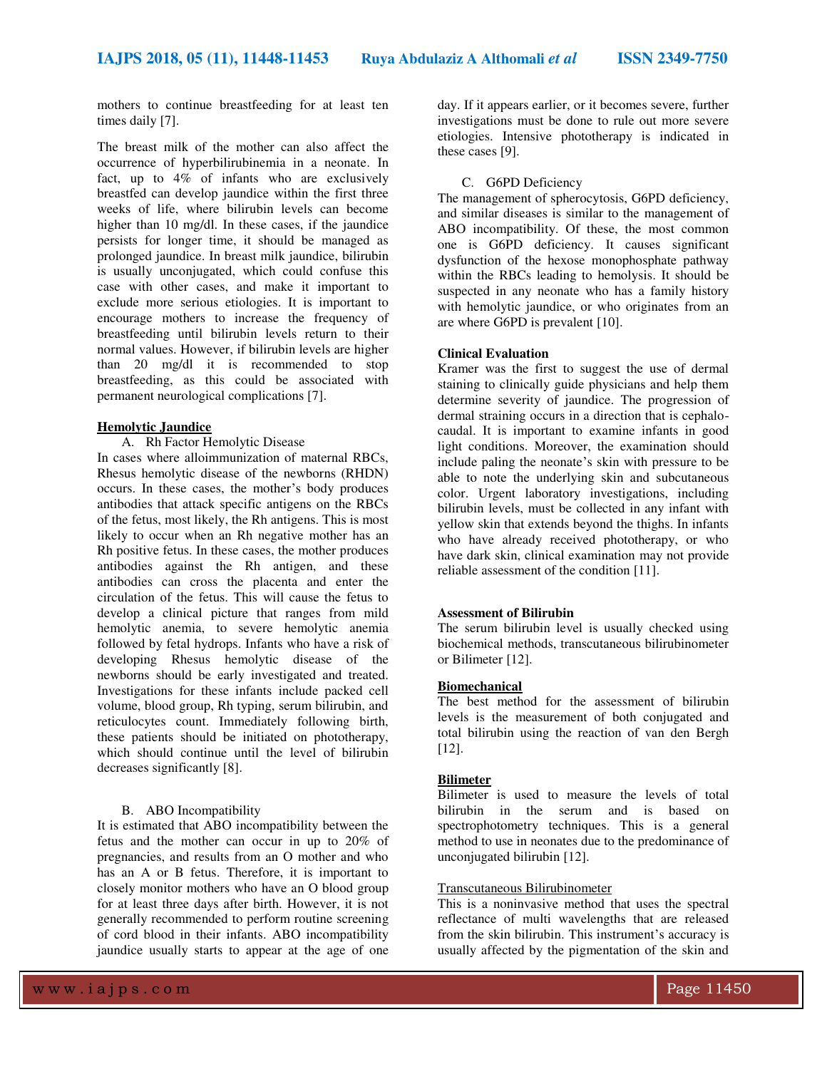mothers to continue breastfeeding for at least ten times daily [7].

The breast milk of the mother can also affect the occurrence of hyperbilirubinemia in a neonate. In fact, up to 4% of infants who are exclusively breastfed can develop jaundice within the first three weeks of life, where bilirubin levels can become higher than 10 mg/dl. In these cases, if the jaundice persists for longer time, it should be managed as prolonged jaundice. In breast milk jaundice, bilirubin is usually unconjugated, which could confuse this case with other cases, and make it important to exclude more serious etiologies. It is important to encourage mothers to increase the frequency of breastfeeding until bilirubin levels return to their normal values. However, if bilirubin levels are higher than 20 mg/dl it is recommended to stop breastfeeding, as this could be associated with permanent neurological complications [7].

## Hemolytic Jaundice

### A. Rh Factor Hemolytic Disease

In cases where alloimmunization of maternal RBCs, Rhesus hemolytic disease of the newborns (RHDN) occurs. In these cases, the mother's body produces antibodies that attack specific antigens on the RBCs of the fetus, most likely, the Rh antigens. This is most likely to occur when an Rh negative mother has an Rh positive fetus. In these cases, the mother produces antibodies against the Rh antigen, and these antibodies can cross the placenta and enter the circulation of the fetus. This will cause the fetus to develop a clinical picture that ranges from mild hemolytic anemia, to severe hemolytic anemia followed by fetal hydrops. Infants who have a risk of developing Rhesus hemolytic disease of the newborns should be early investigated and treated. Investigations for these infants include packed cell volume, blood group, Rh typing, serum bilirubin, and reticulocytes count. Immediately following birth, these patients should be initiated on phototherapy, which should continue until the level of bilirubin decreases significantly [8].

### B. ABO Incompatibility

It is estimated that ABO incompatibility between the fetus and the mother can occur in up to 20% of pregnancies, and results from an O mother and who has an A or B fetus. Therefore, it is important to closely monitor mothers who have an O blood group for at least three days after birth. However, it is not generally recommended to perform routine screening of cord blood in their infants. ABO incompatibility jaundice usually starts to appear at the age of one day. If it appears earlier, or it becomes severe, further investigations must be done to rule out more severe etiologies. Intensive phototherapy is indicated in these cases [9].

### C. G6PD Deficiency

The management of spherocytosis, G6PD deficiency, and similar diseases is similar to the management of ABO incompatibility. Of these, the most common one is G6PD deficiency. It causes significant dysfunction of the hexose monophosphate pathway within the RBCs leading to hemolysis. It should be suspected in any neonate who has a family history with hemolytic jaundice, or who originates from an are where G6PD is prevalent [10].

## Clinical Evaluation

Kramer was the first to suggest the use of dermal staining to clinically guide physicians and help them determine severity of jaundice. The progression of dermal straining occurs in a direction that is cephalo-caudal. It is important to examine infants in good light conditions. Moreover, the examination should include paling the neonate's skin with pressure to be able to note the underlying skin and subcutaneous color. Urgent laboratory investigations, including bilirubin levels, must be collected in any infant with yellow skin that extends beyond the thighs. In infants who have already received phototherapy, or who have dark skin, clinical examination may not provide reliable assessment of the condition [11].

## Assessment of Bilirubin

The serum bilirubin level is usually checked using biochemical methods, transcutaneous bilirubinometer or Bilimeter [12].

### Biomechanical

The best method for the assessment of bilirubin levels is the measurement of both conjugated and total bilirubin using the reaction of van den Bergh [12].

### Bilimeter

Bilimeter is used to measure the levels of total bilirubin in the serum and is based on spectrophotometry techniques. This is a general method to use in neonates due to the predominance of unconjugated bilirubin [12].

### Transcutaneous Bilirubinometer

This is a noninvasive method that uses the spectral reflectance of multi wavelengths that are released from the skin bilirubin. This instrument's accuracy is usually affected by the pigmentation of the skin and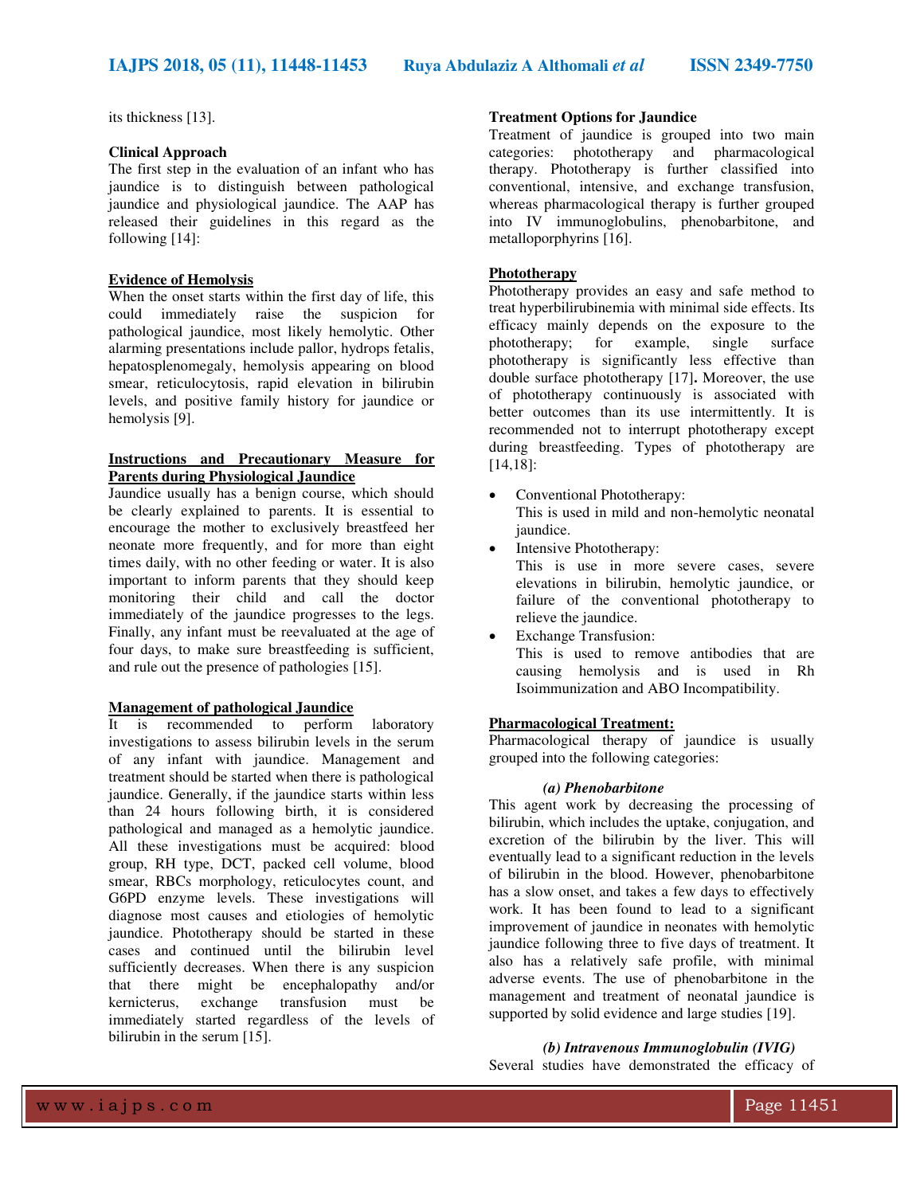its thickness [13].

### Clinical Approach

The first step in the evaluation of an infant who has jaundice is to distinguish between pathological jaundice and physiological jaundice. The AAP has released their guidelines in this regard as the following [14]:

#### Evidence of Hemolysis

When the onset starts within the first day of life, this could immediately raise the suspicion for pathological jaundice, most likely hemolytic. Other alarming presentations include pallor, hydrops fetalis, hepatosplenomegaly, hemolysis appearing on blood smear, reticulocytosis, rapid elevation in bilirubin levels, and positive family history for jaundice or hemolysis [9].

#### Instructions and Precautionary Measure for Parents during Physiological Jaundice

Jaundice usually has a benign course, which should be clearly explained to parents. It is essential to encourage the mother to exclusively breastfeed her neonate more frequently, and for more than eight times daily, with no other feeding or water. It is also important to inform parents that they should keep monitoring their child and call the doctor immediately of the jaundice progresses to the legs. Finally, any infant must be reevaluated at the age of four days, to make sure breastfeeding is sufficient, and rule out the presence of pathologies [15].

#### Management of pathological Jaundice

It is recommended to perform laboratory investigations to assess bilirubin levels in the serum of any infant with jaundice. Management and treatment should be started when there is pathological jaundice. Generally, if the jaundice starts within less than 24 hours following birth, it is considered pathological and managed as a hemolytic jaundice. All these investigations must be acquired: blood group, RH type, DCT, packed cell volume, blood smear, RBCs morphology, reticulocytes count, and G6PD enzyme levels. These investigations will diagnose most causes and etiologies of hemolytic jaundice. Phototherapy should be started in these cases and continued until the bilirubin level sufficiently decreases. When there is any suspicion that there might be encephalopathy and/or kernicterus, exchange transfusion must be immediately started regardless of the levels of bilirubin in the serum [15].

### Treatment Options for Jaundice

Treatment of jaundice is grouped into two main categories: phototherapy and pharmacological therapy. Phototherapy is further classified into conventional, intensive, and exchange transfusion, whereas pharmacological therapy is further grouped into IV immunoglobulins, phenobarbitone, and metalloporphyrins [16].

#### Phototherapy

Phototherapy provides an easy and safe method to treat hyperbilirubinemia with minimal side effects. Its efficacy mainly depends on the exposure to the phototherapy; for example, single surface phototherapy is significantly less effective than double surface phototherapy [17]**.** Moreover, the use of phototherapy continuously is associated with better outcomes than its use intermittently. It is recommended not to interrupt phototherapy except during breastfeeding. Types of phototherapy are [14,18]:

- Conventional Phototherapy:
  This is used in mild and non-hemolytic neonatal jaundice.
- Intensive Phototherapy:
  This is use in more severe cases, severe elevations in bilirubin, hemolytic jaundice, or failure of the conventional phototherapy to relieve the jaundice.
- Exchange Transfusion:
  This is used to remove antibodies that are causing hemolysis and is used in Rh Isoimmunization and ABO Incompatibility.

#### Pharmacological Treatment:

Pharmacological therapy of jaundice is usually grouped into the following categories:

***(a) Phenobarbitone***

This agent work by decreasing the processing of bilirubin, which includes the uptake, conjugation, and excretion of the bilirubin by the liver. This will eventually lead to a significant reduction in the levels of bilirubin in the blood. However, phenobarbitone has a slow onset, and takes a few days to effectively work. It has been found to lead to a significant improvement of jaundice in neonates with hemolytic jaundice following three to five days of treatment. It also has a relatively safe profile, with minimal adverse events. The use of phenobarbitone in the management and treatment of neonatal jaundice is supported by solid evidence and large studies [19].

***(b) Intravenous Immunoglobulin (IVIG)***

Several studies have demonstrated the efficacy of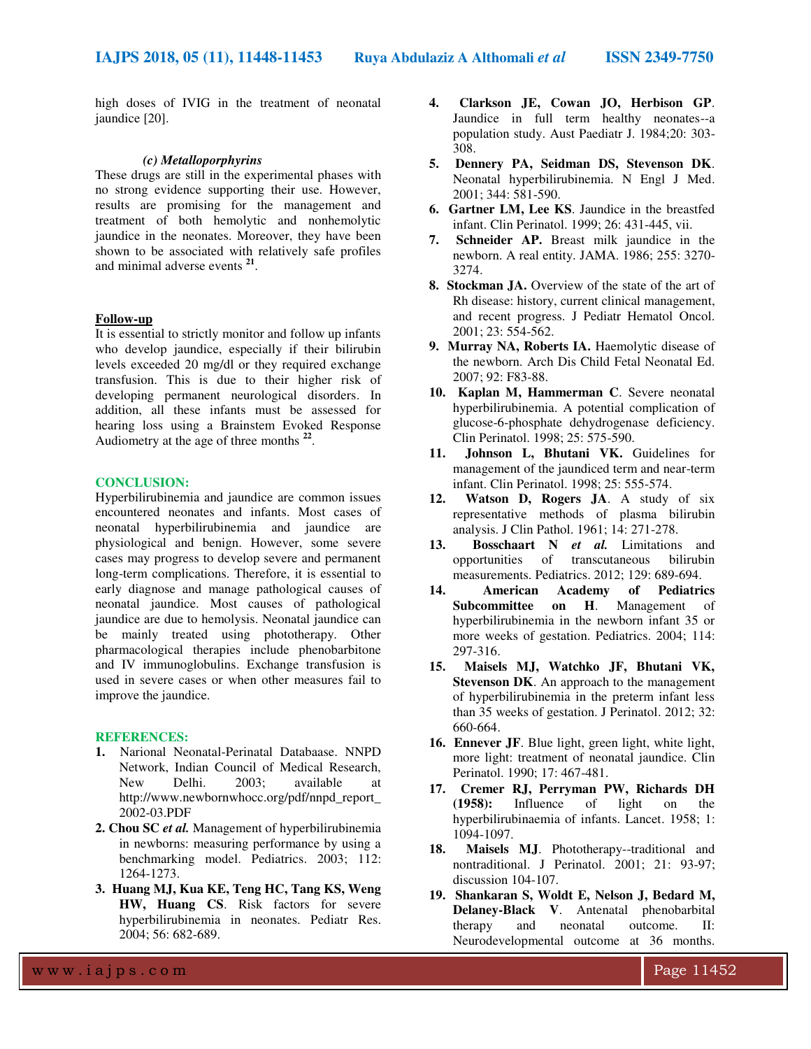high doses of IVIG in the treatment of neonatal jaundice [20].

***(c) Metalloporphyrins***

These drugs are still in the experimental phases with no strong evidence supporting their use. However, results are promising for the management and treatment of both hemolytic and nonhemolytic jaundice in the neonates. Moreover, they have been shown to be associated with relatively safe profiles and minimal adverse events [21].

**Follow-up**

It is essential to strictly monitor and follow up infants who develop jaundice, especially if their bilirubin levels exceeded 20 mg/dl or they required exchange transfusion. This is due to their higher risk of developing permanent neurological disorders. In addition, all these infants must be assessed for hearing loss using a Brainstem Evoked Response Audiometry at the age of three months [22].

## CONCLUSION:

Hyperbilirubinemia and jaundice are common issues encountered neonates and infants. Most cases of neonatal hyperbilirubinemia and jaundice are physiological and benign. However, some severe cases may progress to develop severe and permanent long-term complications. Therefore, it is essential to early diagnose and manage pathological causes of neonatal jaundice. Most causes of pathological jaundice are due to hemolysis. Neonatal jaundice can be mainly treated using phototherapy. Other pharmacological therapies include phenobarbitone and IV immunoglobulins. Exchange transfusion is used in severe cases or when other measures fail to improve the jaundice.

## REFERENCES:

1. Narional Neonatal-Perinatal Databaase. NNPD Network, Indian Council of Medical Research, New Delhi. 2003; available at http://www.newbornwhocc.org/pdf/nnpd_report_2002-03.PDF
2. **Chou SC *et al.*** Management of hyperbilirubinemia in newborns: measuring performance by using a benchmarking model. Pediatrics. 2003; 112: 1264-1273.
3. **Huang MJ, Kua KE, Teng HC, Tang KS, Weng HW, Huang CS**. Risk factors for severe hyperbilirubinemia in neonates. Pediatr Res. 2004; 56: 682-689.
4. **Clarkson JE, Cowan JO, Herbison GP**. Jaundice in full term healthy neonates--a population study. Aust Paediatr J. 1984;20: 303-308.
5. **Dennery PA, Seidman DS, Stevenson DK**. Neonatal hyperbilirubinemia. N Engl J Med. 2001; 344: 581-590.
6. **Gartner LM, Lee KS**. Jaundice in the breastfed infant. Clin Perinatol. 1999; 26: 431-445, vii.
7. **Schneider AP.** Breast milk jaundice in the newborn. A real entity. JAMA. 1986; 255: 3270-3274.
8. **Stockman JA.** Overview of the state of the art of Rh disease: history, current clinical management, and recent progress. J Pediatr Hematol Oncol. 2001; 23: 554-562.
9. **Murray NA, Roberts IA.** Haemolytic disease of the newborn. Arch Dis Child Fetal Neonatal Ed. 2007; 92: F83-88.
10. **Kaplan M, Hammerman C**. Severe neonatal hyperbilirubinemia. A potential complication of glucose-6-phosphate dehydrogenase deficiency. Clin Perinatol. 1998; 25: 575-590.
11. **Johnson L, Bhutani VK.** Guidelines for management of the jaundiced term and near-term infant. Clin Perinatol. 1998; 25: 555-574.
12. **Watson D, Rogers JA**. A study of six representative methods of plasma bilirubin analysis. J Clin Pathol. 1961; 14: 271-278.
13. **Bosschaart N *et al.*** Limitations and opportunities of transcutaneous bilirubin measurements. Pediatrics. 2012; 129: 689-694.
14. **American Academy of Pediatrics Subcommittee on H**. Management of hyperbilirubinemia in the newborn infant 35 or more weeks of gestation. Pediatrics. 2004; 114: 297-316.
15. **Maisels MJ, Watchko JF, Bhutani VK, Stevenson DK**. An approach to the management of hyperbilirubinemia in the preterm infant less than 35 weeks of gestation. J Perinatol. 2012; 32: 660-664.
16. **Ennever JF**. Blue light, green light, white light, more light: treatment of neonatal jaundice. Clin Perinatol. 1990; 17: 467-481.
17. **Cremer RJ, Perryman PW, Richards DH (1958):** Influence of light on the hyperbilirubinaemia of infants. Lancet. 1958; 1: 1094-1097.
18. **Maisels MJ**. Phototherapy--traditional and nontraditional. J Perinatol. 2001; 21: 93-97; discussion 104-107.
19. **Shankaran S, Woldt E, Nelson J, Bedard M, Delaney-Black V**. Antenatal phenobarbital therapy and neonatal outcome. II: Neurodevelopmental outcome at 36 months.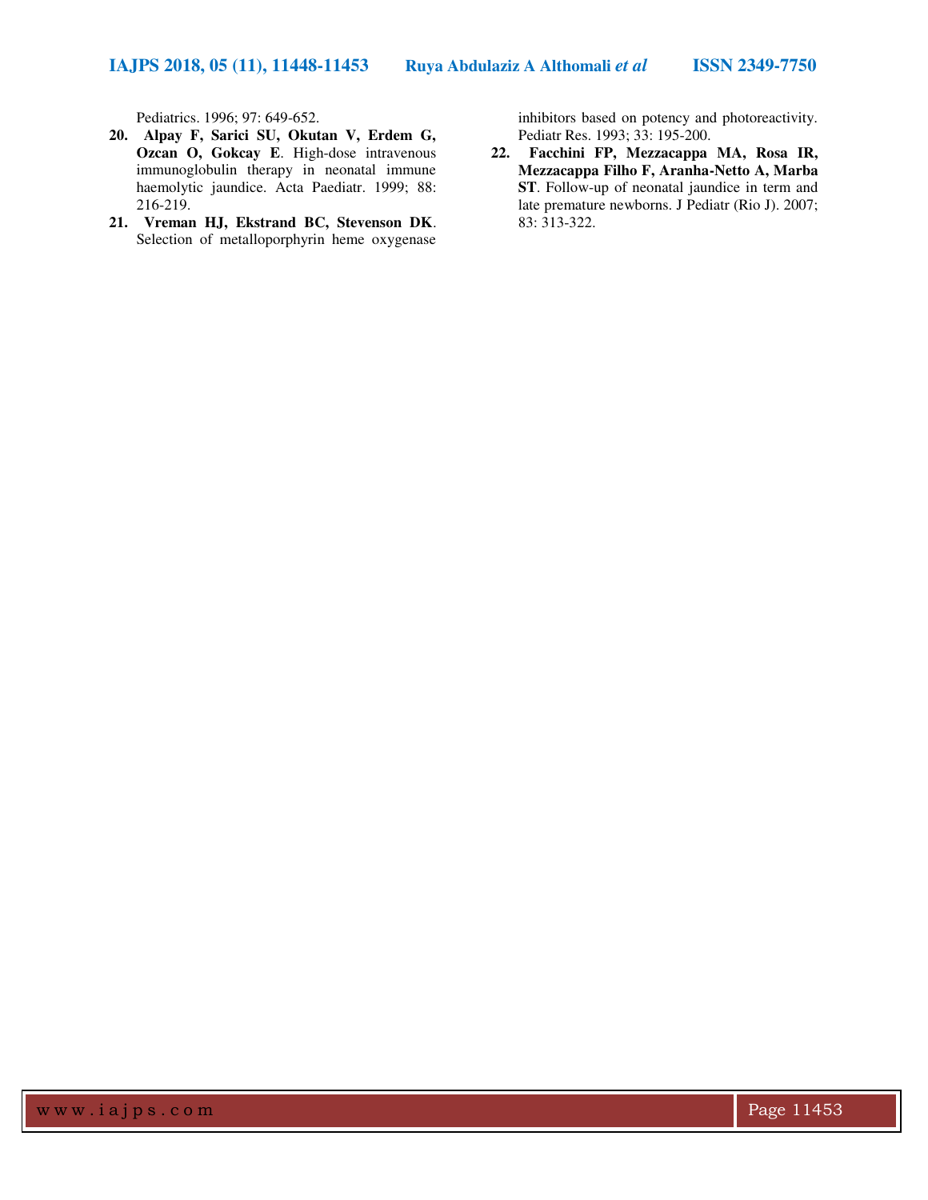Pediatrics. 1996; 97: 649-652.

20. **Alpay F, Sarici SU, Okutan V, Erdem G, Ozcan O, Gokcay E**. High-dose intravenous immunoglobulin therapy in neonatal immune haemolytic jaundice. Acta Paediatr. 1999; 88: 216-219.
21. **Vreman HJ, Ekstrand BC, Stevenson DK**. Selection of metalloporphyrin heme oxygenase inhibitors based on potency and photoreactivity. Pediatr Res. 1993; 33: 195-200.
22. **Facchini FP, Mezzacappa MA, Rosa IR, Mezzacappa Filho F, Aranha-Netto A, Marba ST**. Follow-up of neonatal jaundice in term and late premature newborns. J Pediatr (Rio J). 2007; 83: 313-322.